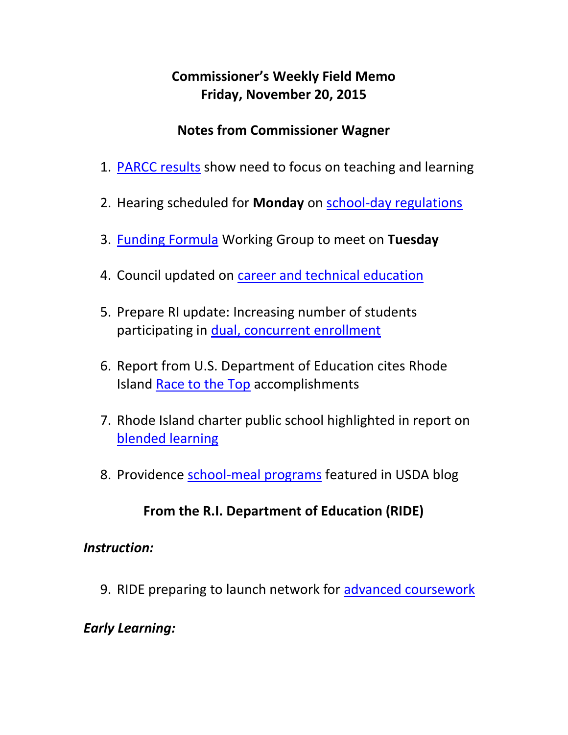# Commissioner's Weekly Field Memo
## Friday, November 20, 2015

### Notes from Commissioner Wagner

1. PARCC results show need to focus on teaching and learning
2. Hearing scheduled for **Monday** on school-day regulations
3. Funding Formula Working Group to meet on **Tuesday**
4. Council updated on career and technical education
5. Prepare RI update: Increasing number of students participating in dual, concurrent enrollment
6. Report from U.S. Department of Education cites Rhode Island Race to the Top accomplishments
7. Rhode Island charter public school highlighted in report on blended learning
8. Providence school-meal programs featured in USDA blog

### From the R.I. Department of Education (RIDE)

***Instruction:***

9. RIDE preparing to launch network for advanced coursework

***Early Learning:***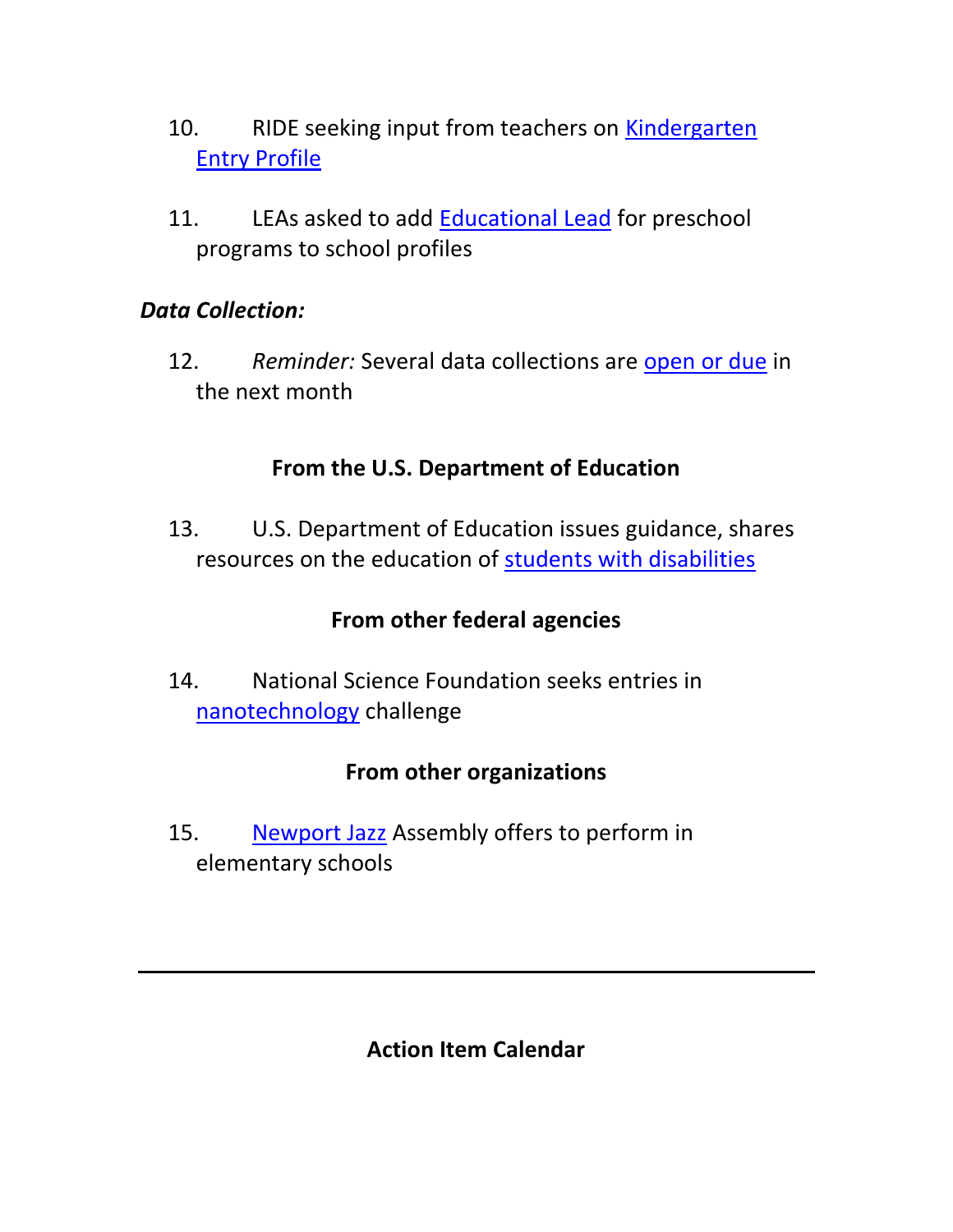10. RIDE seeking input from teachers on Kindergarten Entry Profile

11. LEAs asked to add Educational Lead for preschool programs to school profiles

***Data Collection:***

12. *Reminder:* Several data collections are open or due in the next month

**From the U.S. Department of Education**

13. U.S. Department of Education issues guidance, shares resources on the education of students with disabilities

**From other federal agencies**

14. National Science Foundation seeks entries in nanotechnology challenge

**From other organizations**

15. Newport Jazz Assembly offers to perform in elementary schools

---

**Action Item Calendar**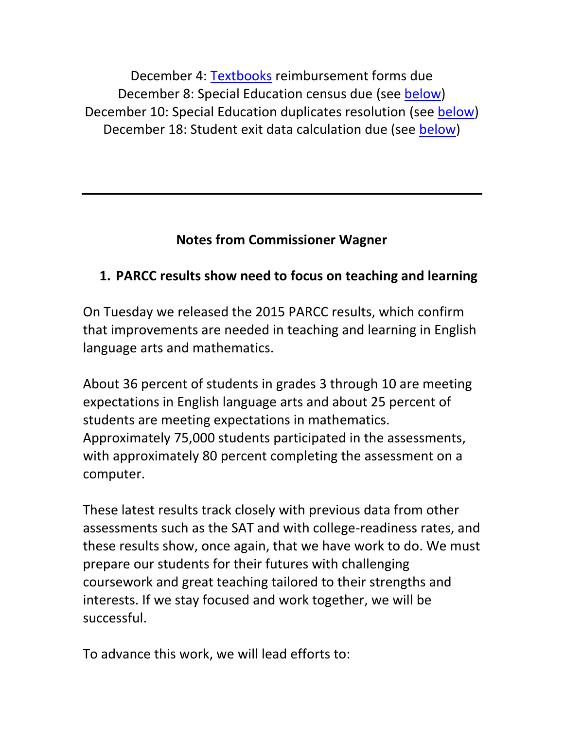December 4: Textbooks reimbursement forms due
December 8: Special Education census due (see below)
December 10: Special Education duplicates resolution (see below)
December 18: Student exit data calculation due (see below)

---

**Notes from Commissioner Wagner**

**1. PARCC results show need to focus on teaching and learning**

On Tuesday we released the 2015 PARCC results, which confirm that improvements are needed in teaching and learning in English language arts and mathematics.

About 36 percent of students in grades 3 through 10 are meeting expectations in English language arts and about 25 percent of students are meeting expectations in mathematics. Approximately 75,000 students participated in the assessments, with approximately 80 percent completing the assessment on a computer.

These latest results track closely with previous data from other assessments such as the SAT and with college-readiness rates, and these results show, once again, that we have work to do. We must prepare our students for their futures with challenging coursework and great teaching tailored to their strengths and interests. If we stay focused and work together, we will be successful.

To advance this work, we will lead efforts to: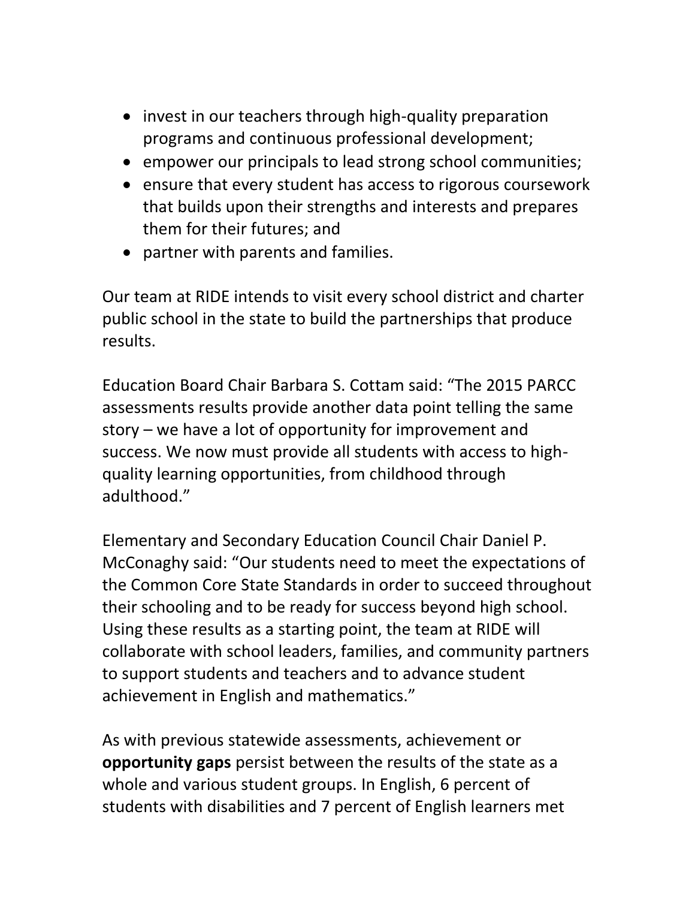- invest in our teachers through high-quality preparation programs and continuous professional development;
- empower our principals to lead strong school communities;
- ensure that every student has access to rigorous coursework that builds upon their strengths and interests and prepares them for their futures; and
- partner with parents and families.

Our team at RIDE intends to visit every school district and charter public school in the state to build the partnerships that produce results.

Education Board Chair Barbara S. Cottam said: "The 2015 PARCC assessments results provide another data point telling the same story – we have a lot of opportunity for improvement and success. We now must provide all students with access to high-quality learning opportunities, from childhood through adulthood."

Elementary and Secondary Education Council Chair Daniel P. McConaghy said: "Our students need to meet the expectations of the Common Core State Standards in order to succeed throughout their schooling and to be ready for success beyond high school. Using these results as a starting point, the team at RIDE will collaborate with school leaders, families, and community partners to support students and teachers and to advance student achievement in English and mathematics."

As with previous statewide assessments, achievement or **opportunity gaps** persist between the results of the state as a whole and various student groups. In English, 6 percent of students with disabilities and 7 percent of English learners met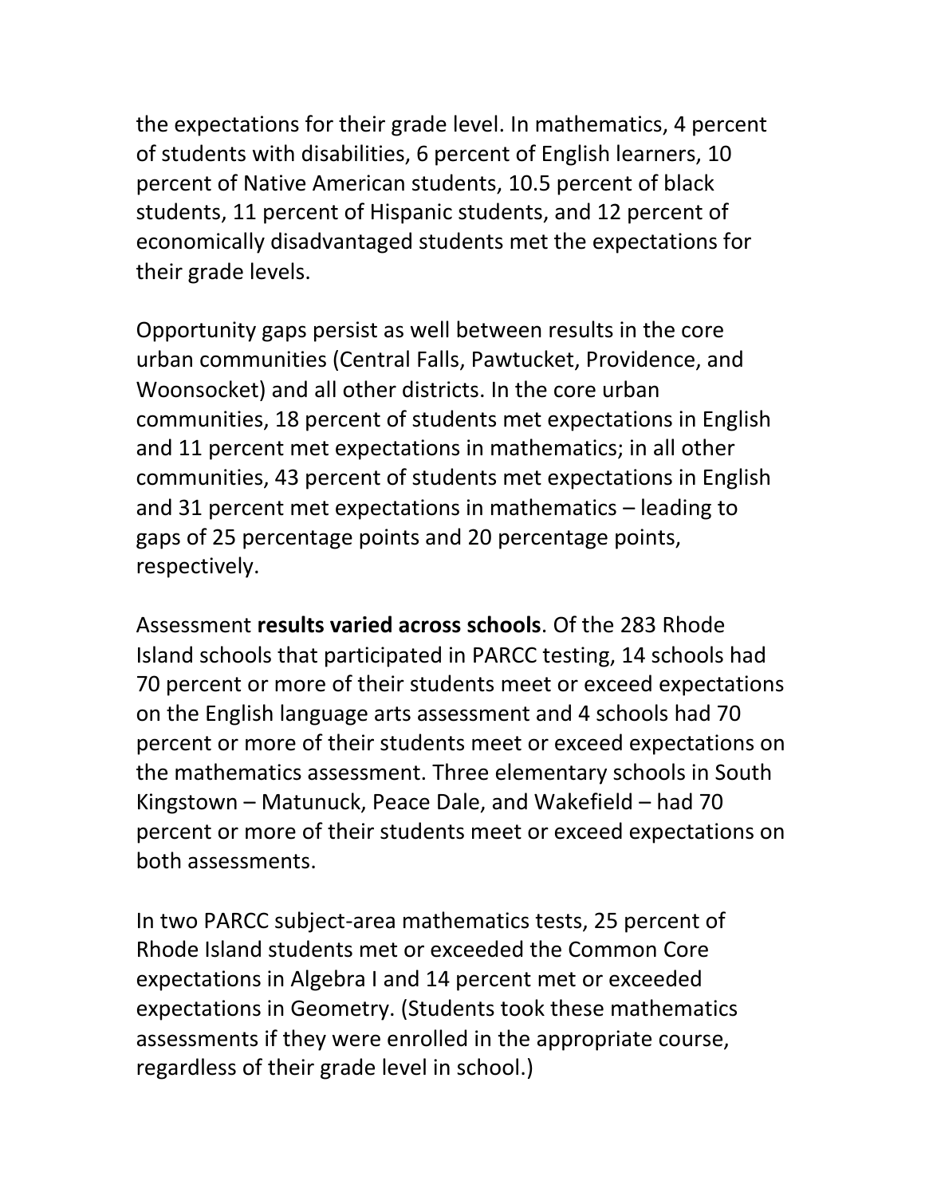the expectations for their grade level. In mathematics, 4 percent of students with disabilities, 6 percent of English learners, 10 percent of Native American students, 10.5 percent of black students, 11 percent of Hispanic students, and 12 percent of economically disadvantaged students met the expectations for their grade levels.

Opportunity gaps persist as well between results in the core urban communities (Central Falls, Pawtucket, Providence, and Woonsocket) and all other districts. In the core urban communities, 18 percent of students met expectations in English and 11 percent met expectations in mathematics; in all other communities, 43 percent of students met expectations in English and 31 percent met expectations in mathematics – leading to gaps of 25 percentage points and 20 percentage points, respectively.

Assessment **results varied across schools**. Of the 283 Rhode Island schools that participated in PARCC testing, 14 schools had 70 percent or more of their students meet or exceed expectations on the English language arts assessment and 4 schools had 70 percent or more of their students meet or exceed expectations on the mathematics assessment. Three elementary schools in South Kingstown – Matunuck, Peace Dale, and Wakefield – had 70 percent or more of their students meet or exceed expectations on both assessments.

In two PARCC subject-area mathematics tests, 25 percent of Rhode Island students met or exceeded the Common Core expectations in Algebra I and 14 percent met or exceeded expectations in Geometry. (Students took these mathematics assessments if they were enrolled in the appropriate course, regardless of their grade level in school.)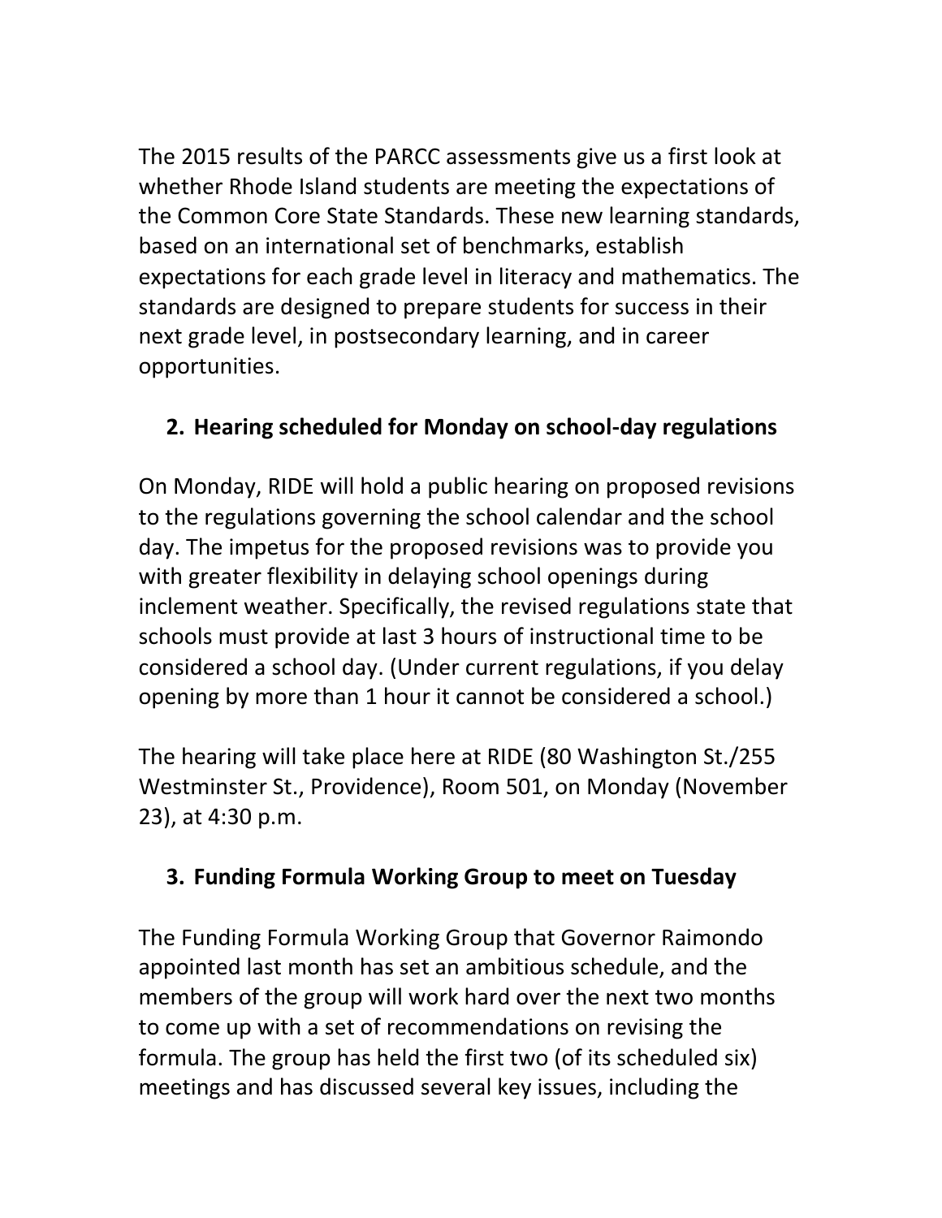The 2015 results of the PARCC assessments give us a first look at whether Rhode Island students are meeting the expectations of the Common Core State Standards. These new learning standards, based on an international set of benchmarks, establish expectations for each grade level in literacy and mathematics. The standards are designed to prepare students for success in their next grade level, in postsecondary learning, and in career opportunities.

2. **Hearing scheduled for Monday on school-day regulations**

On Monday, RIDE will hold a public hearing on proposed revisions to the regulations governing the school calendar and the school day. The impetus for the proposed revisions was to provide you with greater flexibility in delaying school openings during inclement weather. Specifically, the revised regulations state that schools must provide at last 3 hours of instructional time to be considered a school day. (Under current regulations, if you delay opening by more than 1 hour it cannot be considered a school.)

The hearing will take place here at RIDE (80 Washington St./255 Westminster St., Providence), Room 501, on Monday (November 23), at 4:30 p.m.

3. **Funding Formula Working Group to meet on Tuesday**

The Funding Formula Working Group that Governor Raimondo appointed last month has set an ambitious schedule, and the members of the group will work hard over the next two months to come up with a set of recommendations on revising the formula. The group has held the first two (of its scheduled six) meetings and has discussed several key issues, including the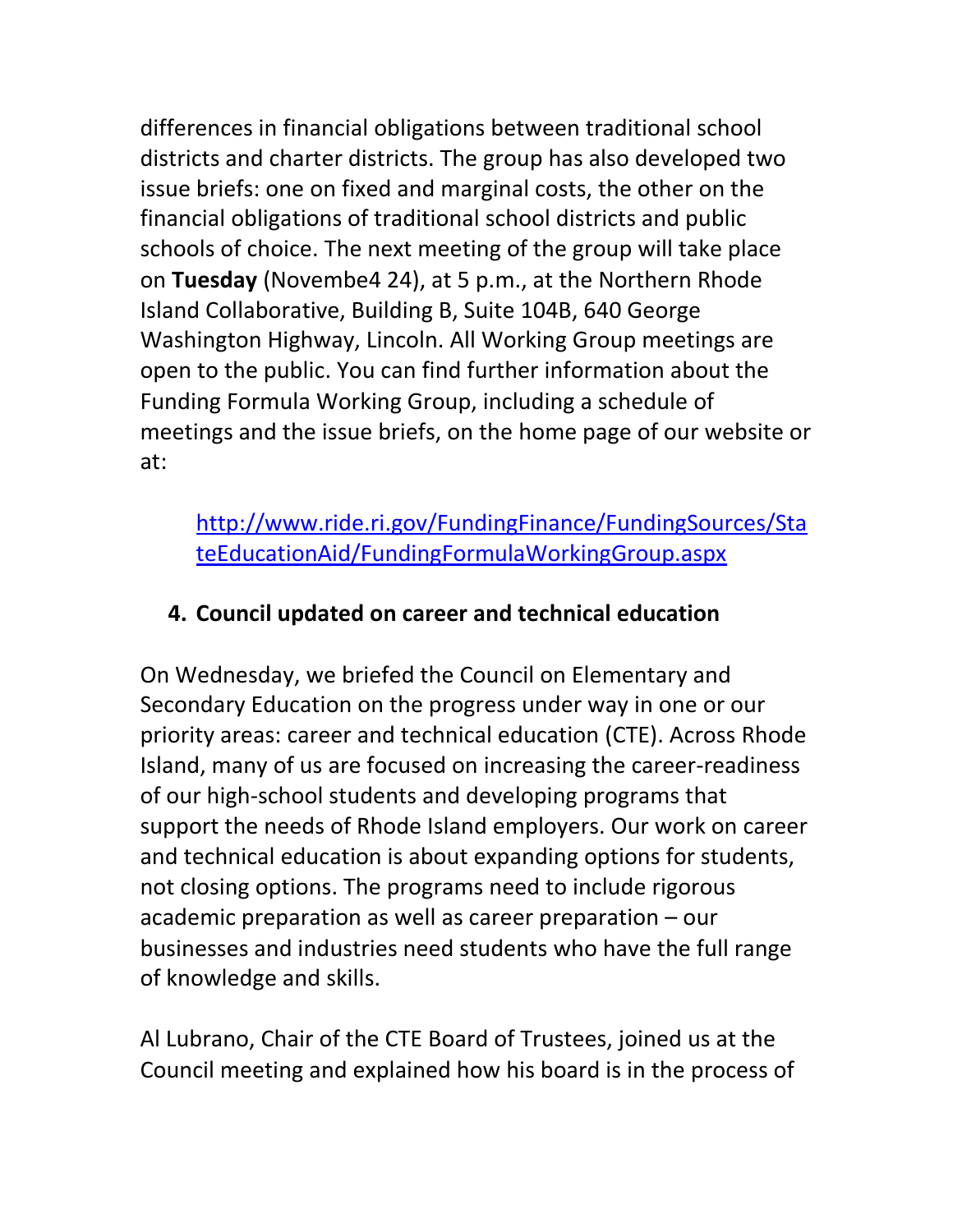differences in financial obligations between traditional school districts and charter districts. The group has also developed two issue briefs: one on fixed and marginal costs, the other on the financial obligations of traditional school districts and public schools of choice. The next meeting of the group will take place on **Tuesday** (Novembe4 24), at 5 p.m., at the Northern Rhode Island Collaborative, Building B, Suite 104B, 640 George Washington Highway, Lincoln. All Working Group meetings are open to the public. You can find further information about the Funding Formula Working Group, including a schedule of meetings and the issue briefs, on the home page of our website or at:

> http://www.ride.ri.gov/FundingFinance/FundingSources/StateEducationAid/FundingFormulaWorkingGroup.aspx

## 4. Council updated on career and technical education

On Wednesday, we briefed the Council on Elementary and Secondary Education on the progress under way in one or our priority areas: career and technical education (CTE). Across Rhode Island, many of us are focused on increasing the career-readiness of our high-school students and developing programs that support the needs of Rhode Island employers. Our work on career and technical education is about expanding options for students, not closing options. The programs need to include rigorous academic preparation as well as career preparation – our businesses and industries need students who have the full range of knowledge and skills.

Al Lubrano, Chair of the CTE Board of Trustees, joined us at the Council meeting and explained how his board is in the process of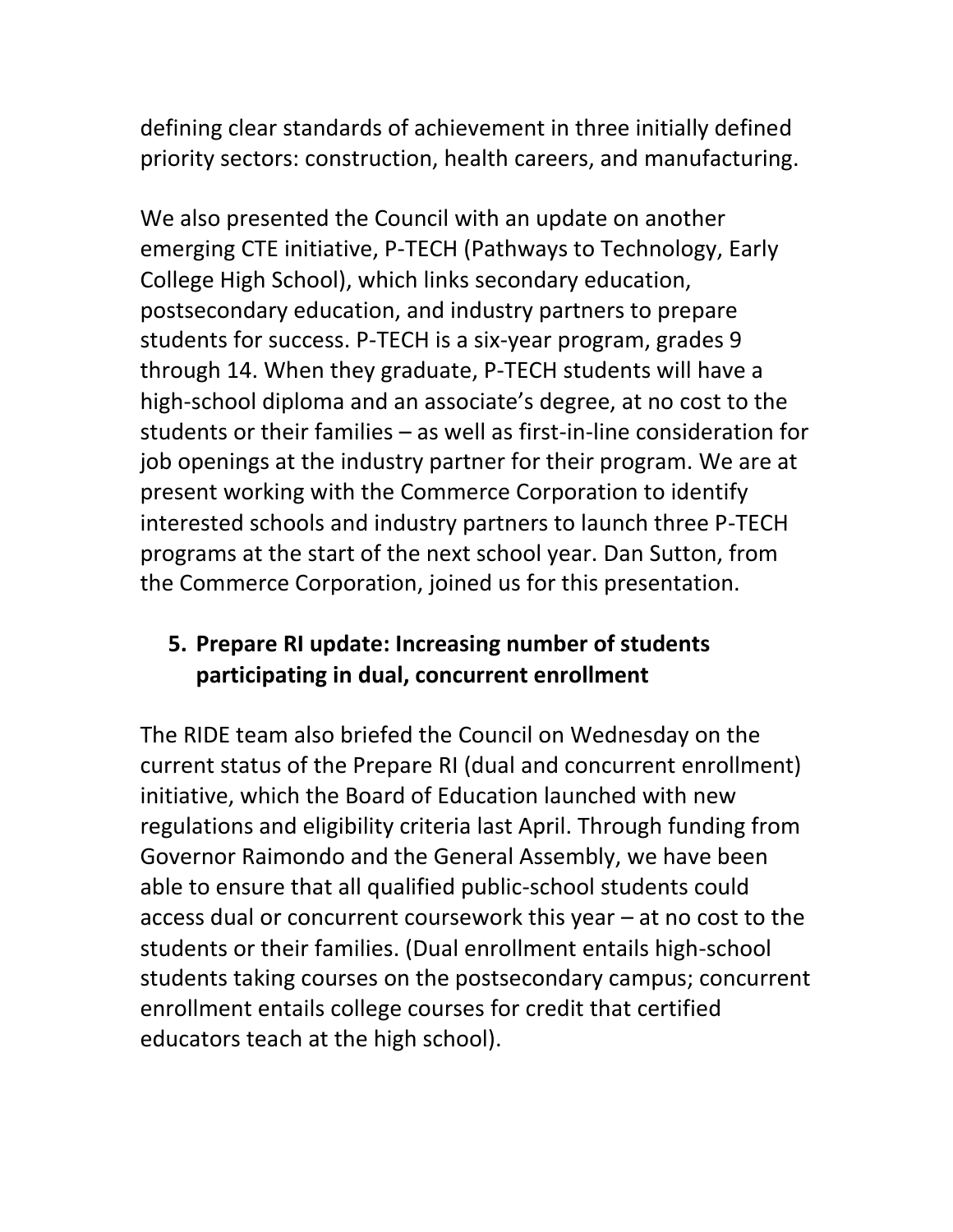defining clear standards of achievement in three initially defined priority sectors: construction, health careers, and manufacturing.

We also presented the Council with an update on another emerging CTE initiative, P-TECH (Pathways to Technology, Early College High School), which links secondary education, postsecondary education, and industry partners to prepare students for success. P-TECH is a six-year program, grades 9 through 14. When they graduate, P-TECH students will have a high-school diploma and an associate's degree, at no cost to the students or their families – as well as first-in-line consideration for job openings at the industry partner for their program. We are at present working with the Commerce Corporation to identify interested schools and industry partners to launch three P-TECH programs at the start of the next school year. Dan Sutton, from the Commerce Corporation, joined us for this presentation.

5. **Prepare RI update: Increasing number of students participating in dual, concurrent enrollment**

The RIDE team also briefed the Council on Wednesday on the current status of the Prepare RI (dual and concurrent enrollment) initiative, which the Board of Education launched with new regulations and eligibility criteria last April. Through funding from Governor Raimondo and the General Assembly, we have been able to ensure that all qualified public-school students could access dual or concurrent coursework this year – at no cost to the students or their families. (Dual enrollment entails high-school students taking courses on the postsecondary campus; concurrent enrollment entails college courses for credit that certified educators teach at the high school).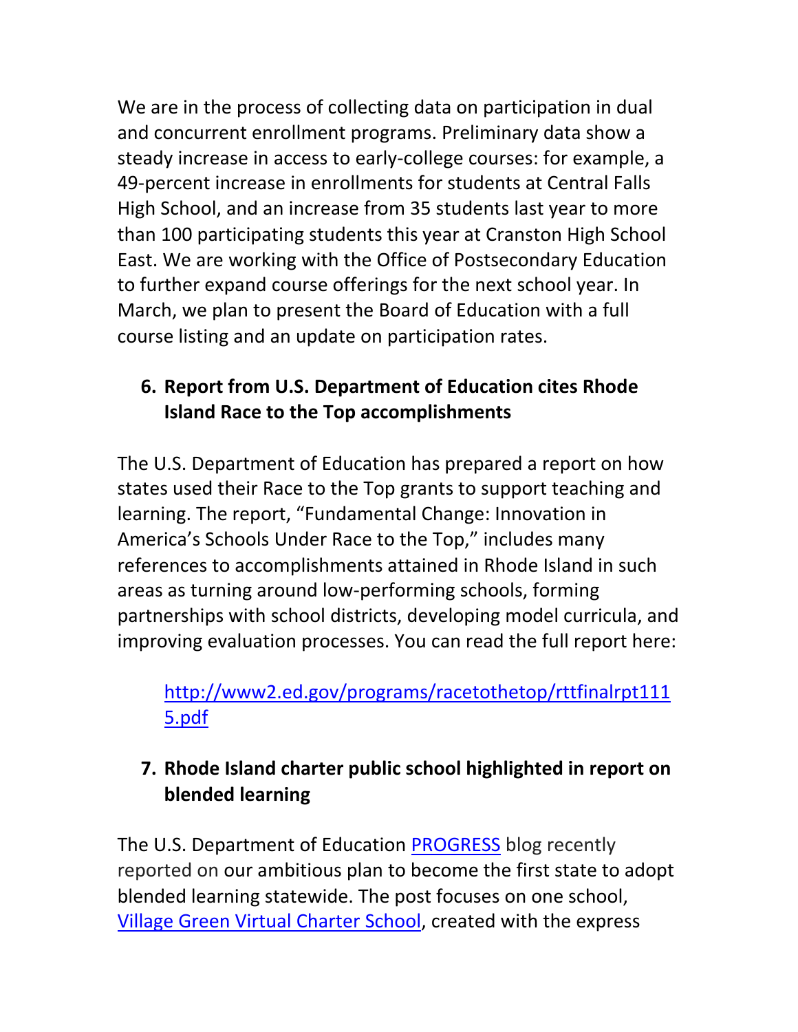We are in the process of collecting data on participation in dual and concurrent enrollment programs. Preliminary data show a steady increase in access to early-college courses: for example, a 49-percent increase in enrollments for students at Central Falls High School, and an increase from 35 students last year to more than 100 participating students this year at Cranston High School East. We are working with the Office of Postsecondary Education to further expand course offerings for the next school year. In March, we plan to present the Board of Education with a full course listing and an update on participation rates.

6. **Report from U.S. Department of Education cites Rhode Island Race to the Top accomplishments**

The U.S. Department of Education has prepared a report on how states used their Race to the Top grants to support teaching and learning. The report, "Fundamental Change: Innovation in America's Schools Under Race to the Top," includes many references to accomplishments attained in Rhode Island in such areas as turning around low-performing schools, forming partnerships with school districts, developing model curricula, and improving evaluation processes. You can read the full report here:

   http://www2.ed.gov/programs/racetothetop/rttfinalrpt1115.pdf

7. **Rhode Island charter public school highlighted in report on blended learning**

The U.S. Department of Education PROGRESS blog recently reported on our ambitious plan to become the first state to adopt blended learning statewide. The post focuses on one school, Village Green Virtual Charter School, created with the express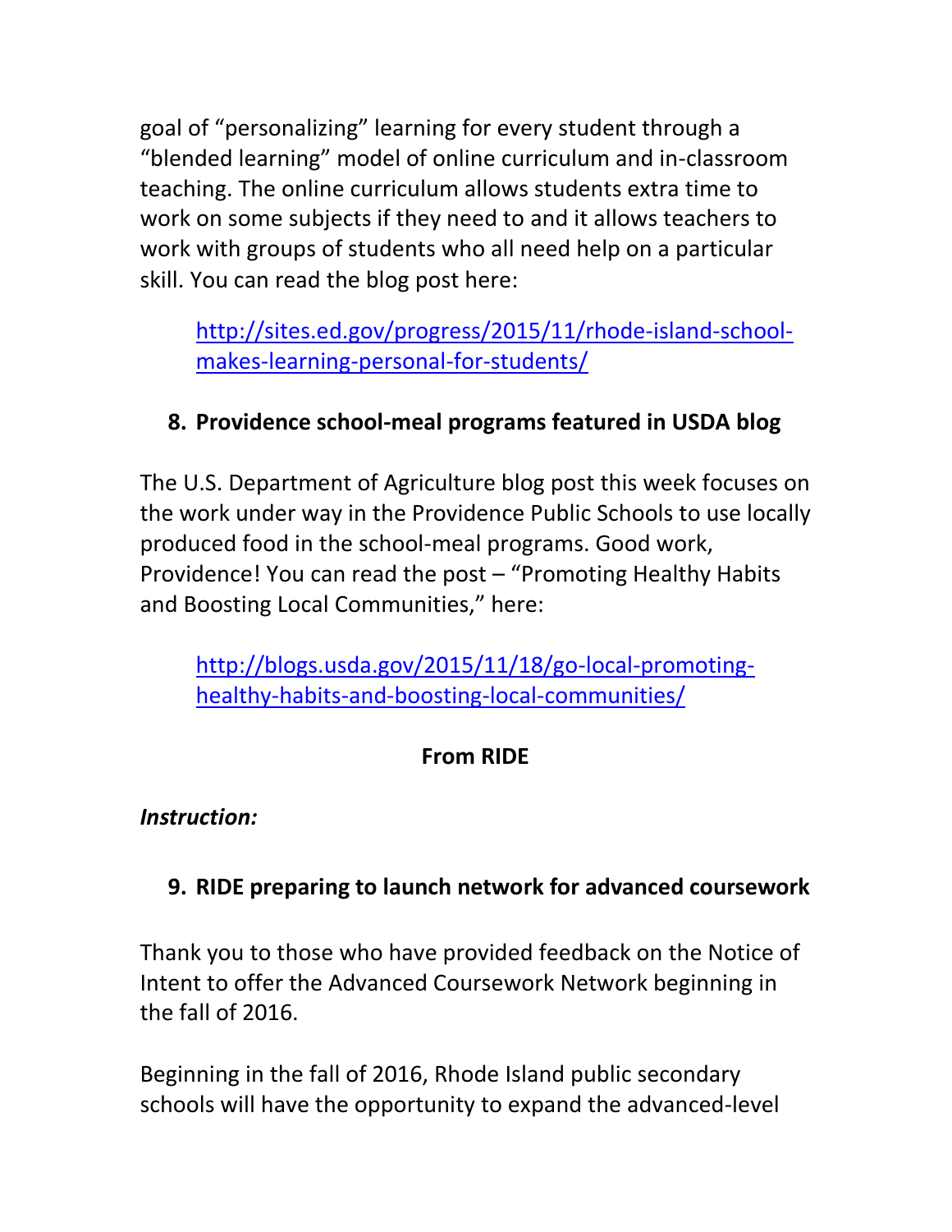goal of "personalizing" learning for every student through a "blended learning" model of online curriculum and in-classroom teaching. The online curriculum allows students extra time to work on some subjects if they need to and it allows teachers to work with groups of students who all need help on a particular skill. You can read the blog post here:

> http://sites.ed.gov/progress/2015/11/rhode-island-school-makes-learning-personal-for-students/

8. **Providence school-meal programs featured in USDA blog**

The U.S. Department of Agriculture blog post this week focuses on the work under way in the Providence Public Schools to use locally produced food in the school-meal programs. Good work, Providence! You can read the post – "Promoting Healthy Habits and Boosting Local Communities," here:

> http://blogs.usda.gov/2015/11/18/go-local-promoting-healthy-habits-and-boosting-local-communities/

## From RIDE

***Instruction:***

9. **RIDE preparing to launch network for advanced coursework**

Thank you to those who have provided feedback on the Notice of Intent to offer the Advanced Coursework Network beginning in the fall of 2016.

Beginning in the fall of 2016, Rhode Island public secondary schools will have the opportunity to expand the advanced-level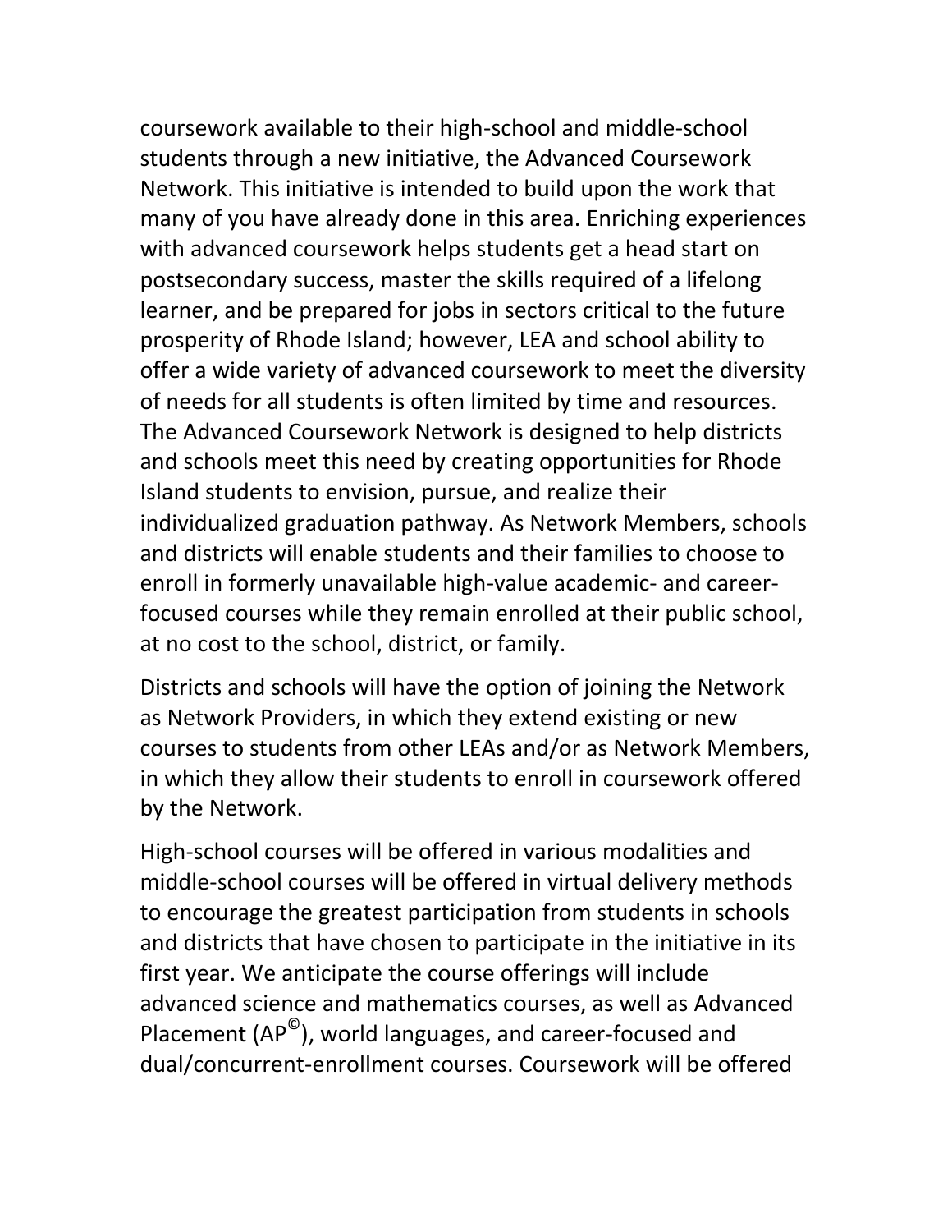coursework available to their high-school and middle-school students through a new initiative, the Advanced Coursework Network. This initiative is intended to build upon the work that many of you have already done in this area. Enriching experiences with advanced coursework helps students get a head start on postsecondary success, master the skills required of a lifelong learner, and be prepared for jobs in sectors critical to the future prosperity of Rhode Island; however, LEA and school ability to offer a wide variety of advanced coursework to meet the diversity of needs for all students is often limited by time and resources. The Advanced Coursework Network is designed to help districts and schools meet this need by creating opportunities for Rhode Island students to envision, pursue, and realize their individualized graduation pathway. As Network Members, schools and districts will enable students and their families to choose to enroll in formerly unavailable high-value academic- and career-focused courses while they remain enrolled at their public school, at no cost to the school, district, or family.

Districts and schools will have the option of joining the Network as Network Providers, in which they extend existing or new courses to students from other LEAs and/or as Network Members, in which they allow their students to enroll in coursework offered by the Network.

High-school courses will be offered in various modalities and middle-school courses will be offered in virtual delivery methods to encourage the greatest participation from students in schools and districts that have chosen to participate in the initiative in its first year. We anticipate the course offerings will include advanced science and mathematics courses, as well as Advanced Placement (AP©), world languages, and career-focused and dual/concurrent-enrollment courses. Coursework will be offered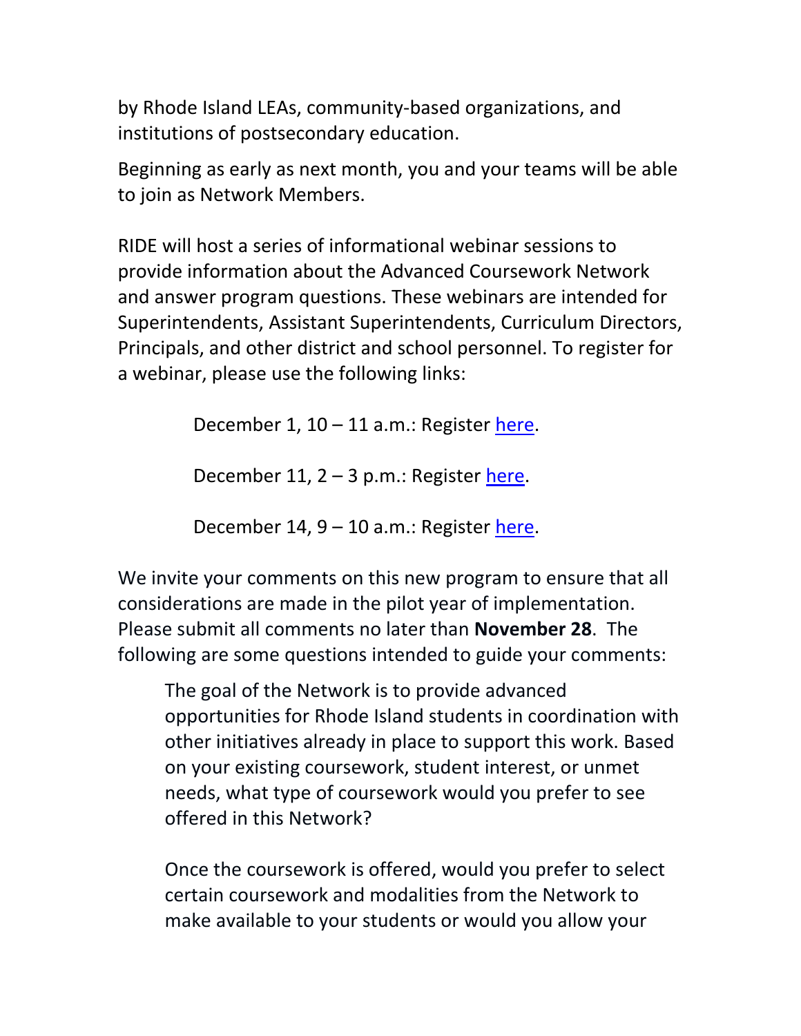by Rhode Island LEAs, community-based organizations, and institutions of postsecondary education.

Beginning as early as next month, you and your teams will be able to join as Network Members.

RIDE will host a series of informational webinar sessions to provide information about the Advanced Coursework Network and answer program questions. These webinars are intended for Superintendents, Assistant Superintendents, Curriculum Directors, Principals, and other district and school personnel. To register for a webinar, please use the following links:

> December 1, 10 – 11 a.m.: Register here.
>
> December 11, 2 – 3 p.m.: Register here.
>
> December 14, 9 – 10 a.m.: Register here.

We invite your comments on this new program to ensure that all considerations are made in the pilot year of implementation. Please submit all comments no later than **November 28**. The following are some questions intended to guide your comments:

> The goal of the Network is to provide advanced opportunities for Rhode Island students in coordination with other initiatives already in place to support this work. Based on your existing coursework, student interest, or unmet needs, what type of coursework would you prefer to see offered in this Network?
>
> Once the coursework is offered, would you prefer to select certain coursework and modalities from the Network to make available to your students or would you allow your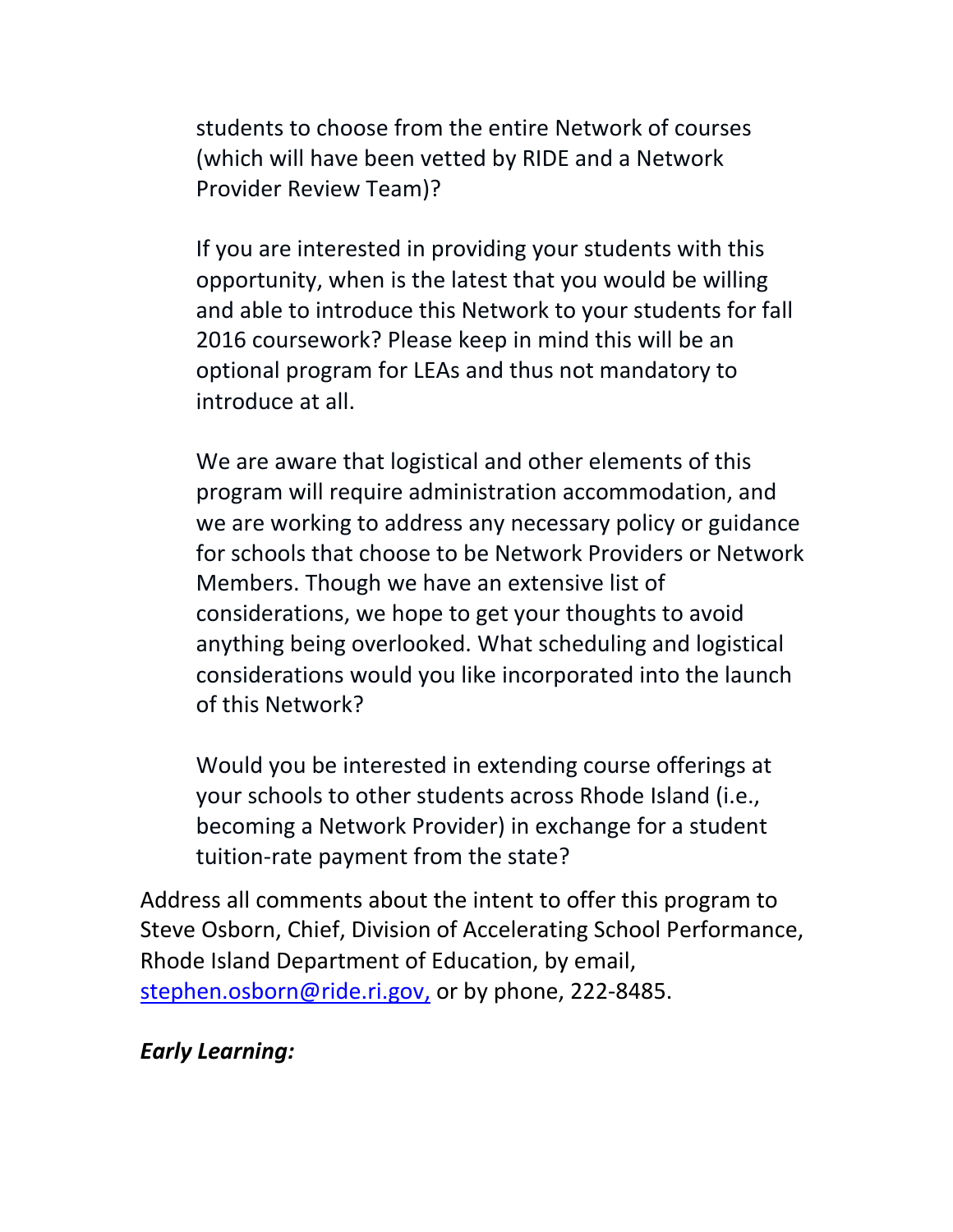students to choose from the entire Network of courses (which will have been vetted by RIDE and a Network Provider Review Team)?

If you are interested in providing your students with this opportunity, when is the latest that you would be willing and able to introduce this Network to your students for fall 2016 coursework? Please keep in mind this will be an optional program for LEAs and thus not mandatory to introduce at all.

We are aware that logistical and other elements of this program will require administration accommodation, and we are working to address any necessary policy or guidance for schools that choose to be Network Providers or Network Members. Though we have an extensive list of considerations, we hope to get your thoughts to avoid anything being overlooked. What scheduling and logistical considerations would you like incorporated into the launch of this Network?

Would you be interested in extending course offerings at your schools to other students across Rhode Island (i.e., becoming a Network Provider) in exchange for a student tuition-rate payment from the state?

Address all comments about the intent to offer this program to Steve Osborn, Chief, Division of Accelerating School Performance, Rhode Island Department of Education, by email, stephen.osborn@ride.ri.gov, or by phone, 222-8485.

***Early Learning:***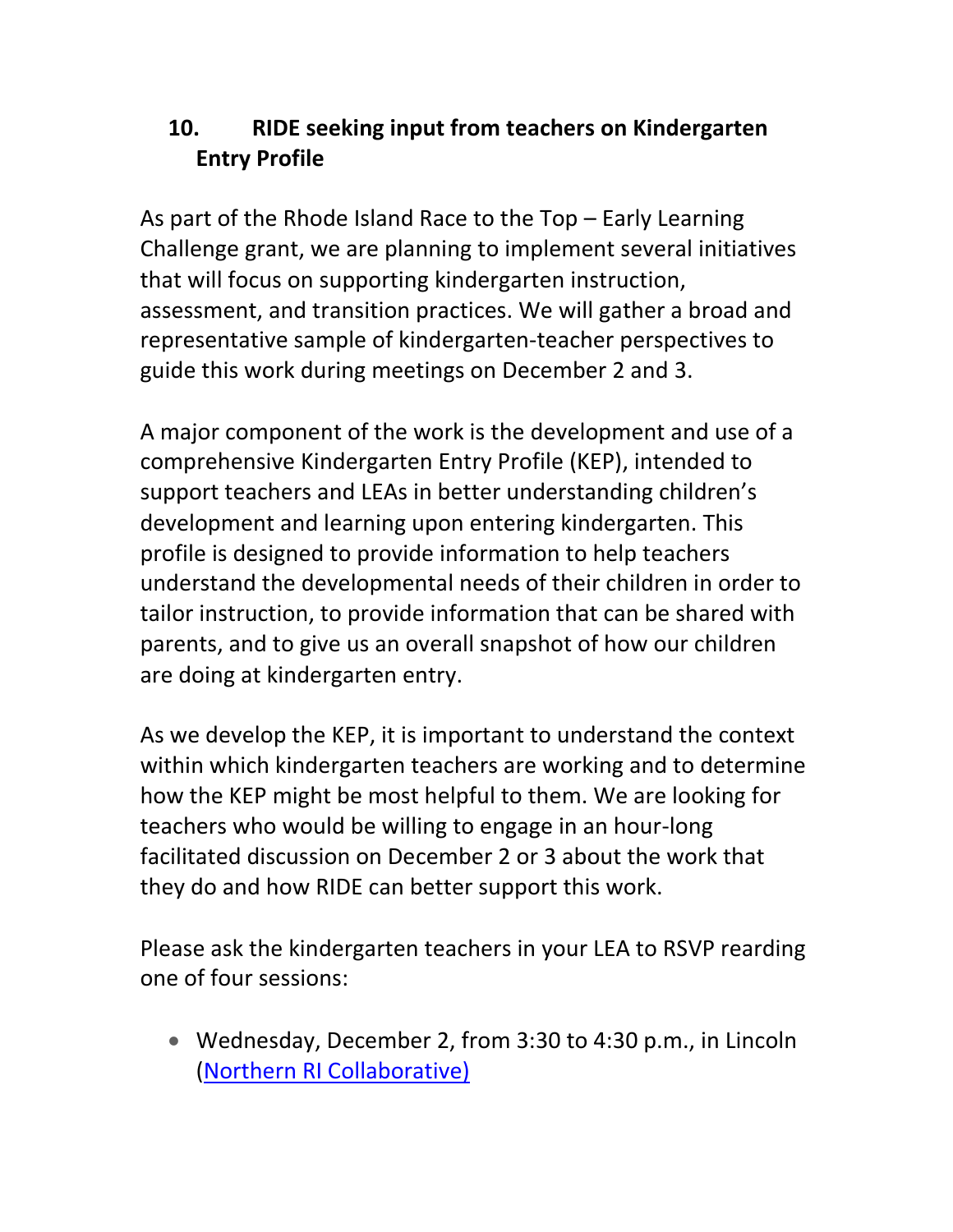## 10. RIDE seeking input from teachers on Kindergarten Entry Profile

As part of the Rhode Island Race to the Top – Early Learning Challenge grant, we are planning to implement several initiatives that will focus on supporting kindergarten instruction, assessment, and transition practices. We will gather a broad and representative sample of kindergarten-teacher perspectives to guide this work during meetings on December 2 and 3.

A major component of the work is the development and use of a comprehensive Kindergarten Entry Profile (KEP), intended to support teachers and LEAs in better understanding children's development and learning upon entering kindergarten. This profile is designed to provide information to help teachers understand the developmental needs of their children in order to tailor instruction, to provide information that can be shared with parents, and to give us an overall snapshot of how our children are doing at kindergarten entry.

As we develop the KEP, it is important to understand the context within which kindergarten teachers are working and to determine how the KEP might be most helpful to them. We are looking for teachers who would be willing to engage in an hour-long facilitated discussion on December 2 or 3 about the work that they do and how RIDE can better support this work.

Please ask the kindergarten teachers in your LEA to RSVP rearding one of four sessions:

- Wednesday, December 2, from 3:30 to 4:30 p.m., in Lincoln (Northern RI Collaborative)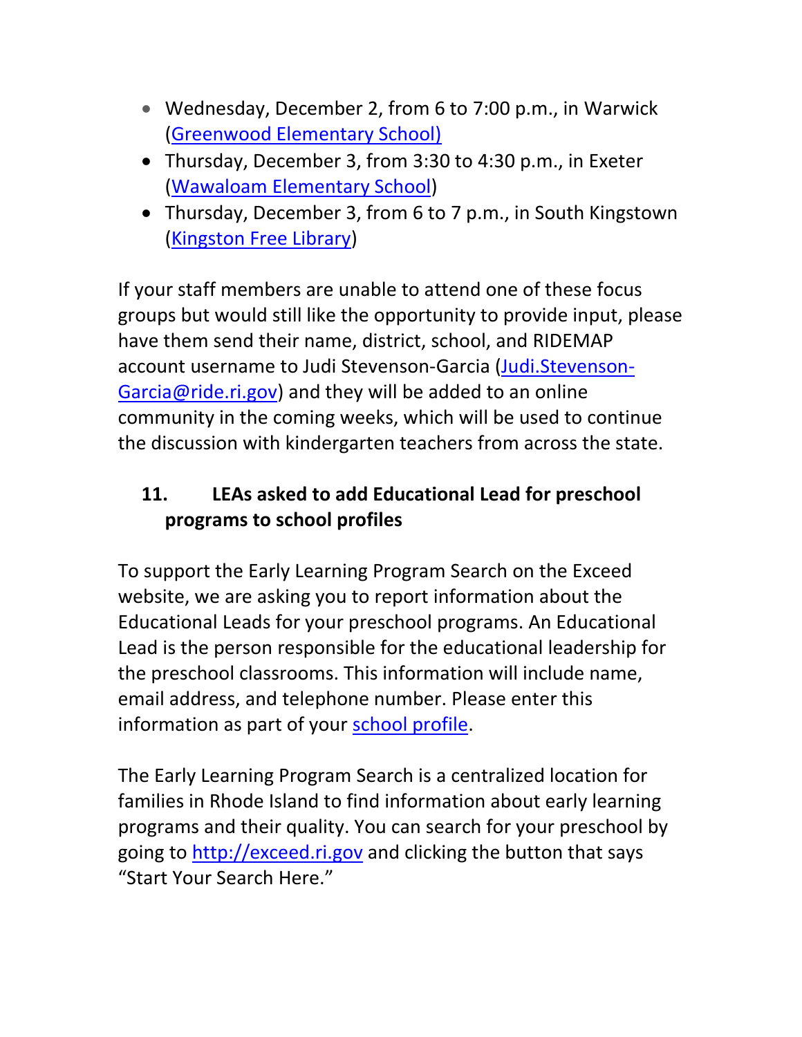- Wednesday, December 2, from 6 to 7:00 p.m., in Warwick (Greenwood Elementary School)
- Thursday, December 3, from 3:30 to 4:30 p.m., in Exeter (Wawaloam Elementary School)
- Thursday, December 3, from 6 to 7 p.m., in South Kingstown (Kingston Free Library)

If your staff members are unable to attend one of these focus groups but would still like the opportunity to provide input, please have them send their name, district, school, and RIDEMAP account username to Judi Stevenson-Garcia (Judi.Stevenson-Garcia@ride.ri.gov) and they will be added to an online community in the coming weeks, which will be used to continue the discussion with kindergarten teachers from across the state.

## 11. LEAs asked to add Educational Lead for preschool programs to school profiles

To support the Early Learning Program Search on the Exceed website, we are asking you to report information about the Educational Leads for your preschool programs. An Educational Lead is the person responsible for the educational leadership for the preschool classrooms. This information will include name, email address, and telephone number. Please enter this information as part of your school profile.

The Early Learning Program Search is a centralized location for families in Rhode Island to find information about early learning programs and their quality. You can search for your preschool by going to http://exceed.ri.gov and clicking the button that says "Start Your Search Here."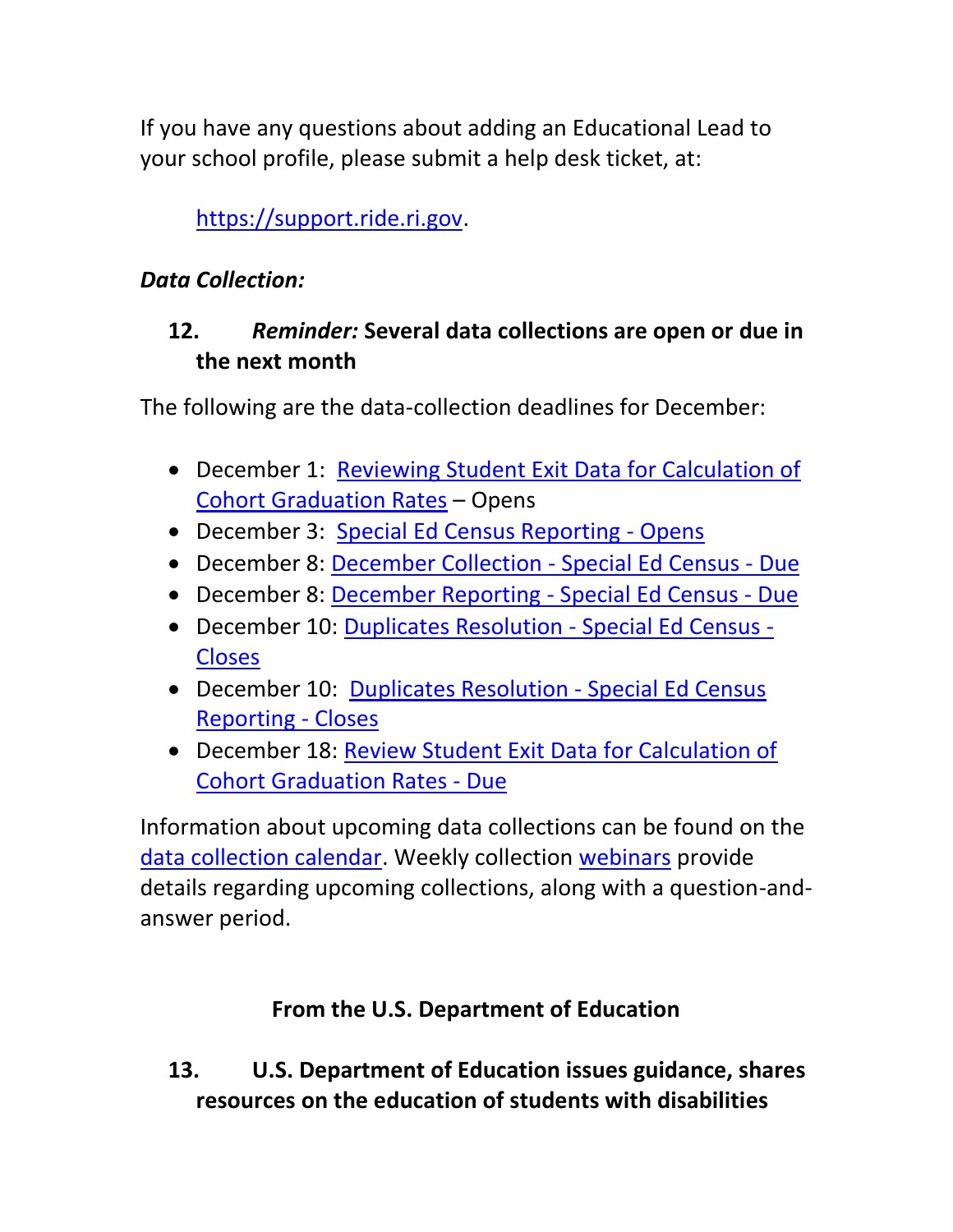If you have any questions about adding an Educational Lead to your school profile, please submit a help desk ticket, at:

https://support.ride.ri.gov.

*Data Collection:*

**12. *Reminder:* Several data collections are open or due in the next month**

The following are the data-collection deadlines for December:

- December 1: Reviewing Student Exit Data for Calculation of Cohort Graduation Rates – Opens
- December 3: Special Ed Census Reporting - Opens
- December 8: December Collection - Special Ed Census - Due
- December 8: December Reporting - Special Ed Census - Due
- December 10: Duplicates Resolution - Special Ed Census - Closes
- December 10: Duplicates Resolution - Special Ed Census Reporting - Closes
- December 18: Review Student Exit Data for Calculation of Cohort Graduation Rates - Due

Information about upcoming data collections can be found on the data collection calendar. Weekly collection webinars provide details regarding upcoming collections, along with a question-and-answer period.

## From the U.S. Department of Education

**13. U.S. Department of Education issues guidance, shares resources on the education of students with disabilities**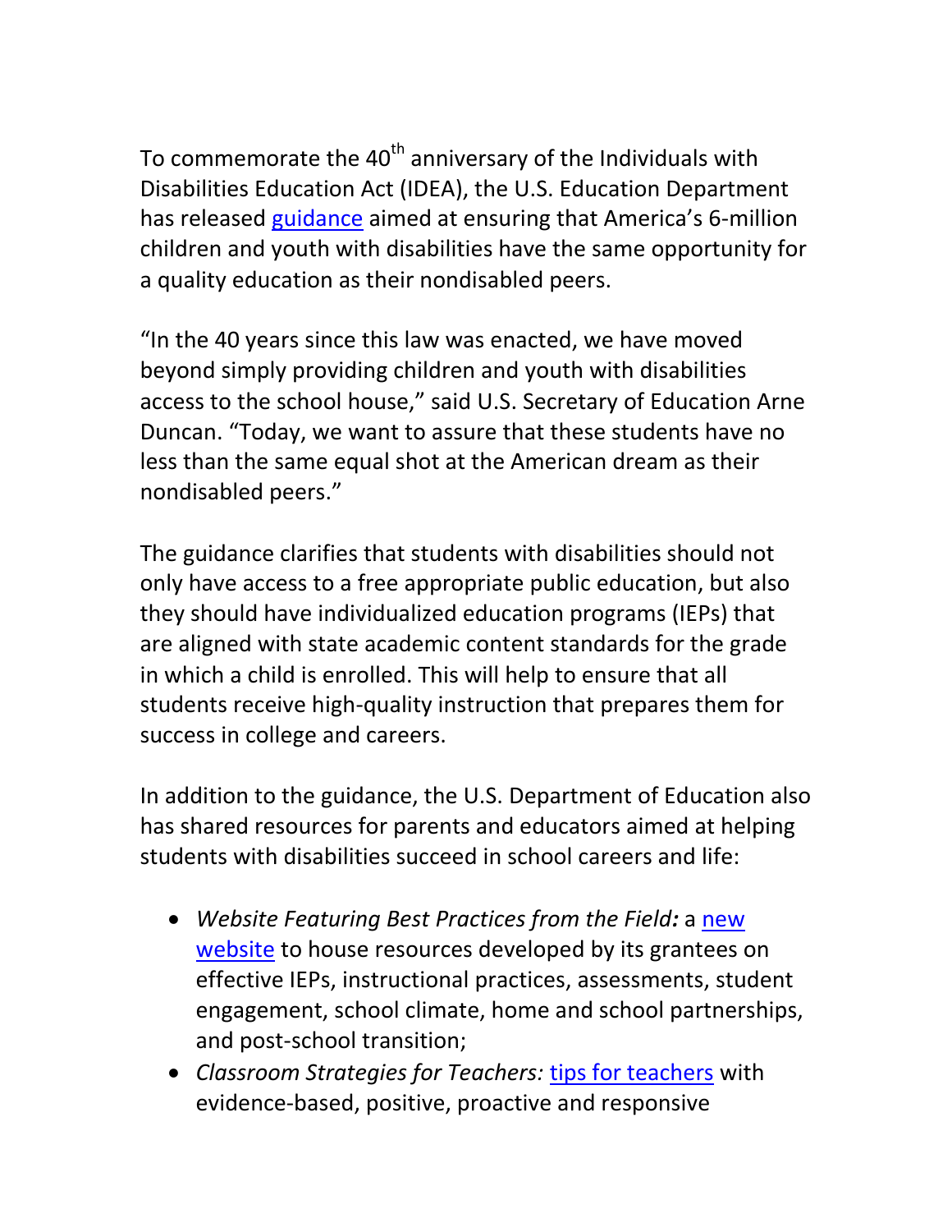To commemorate the 40th anniversary of the Individuals with Disabilities Education Act (IDEA), the U.S. Education Department has released guidance aimed at ensuring that America's 6-million children and youth with disabilities have the same opportunity for a quality education as their nondisabled peers.

"In the 40 years since this law was enacted, we have moved beyond simply providing children and youth with disabilities access to the school house," said U.S. Secretary of Education Arne Duncan. "Today, we want to assure that these students have no less than the same equal shot at the American dream as their nondisabled peers."

The guidance clarifies that students with disabilities should not only have access to a free appropriate public education, but also they should have individualized education programs (IEPs) that are aligned with state academic content standards for the grade in which a child is enrolled. This will help to ensure that all students receive high-quality instruction that prepares them for success in college and careers.

In addition to the guidance, the U.S. Department of Education also has shared resources for parents and educators aimed at helping students with disabilities succeed in school careers and life:

- *Website Featuring Best Practices from the Field:* a new website to house resources developed by its grantees on effective IEPs, instructional practices, assessments, student engagement, school climate, home and school partnerships, and post-school transition;
- *Classroom Strategies for Teachers:* tips for teachers with evidence-based, positive, proactive and responsive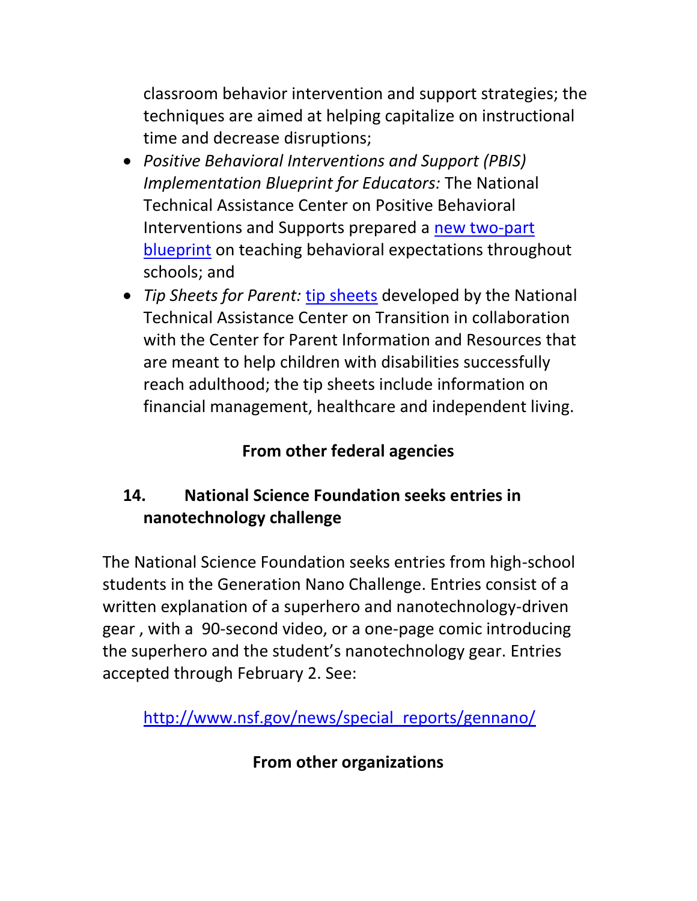classroom behavior intervention and support strategies; the techniques are aimed at helping capitalize on instructional time and decrease disruptions;

- *Positive Behavioral Interventions and Support (PBIS) Implementation Blueprint for Educators:* The National Technical Assistance Center on Positive Behavioral Interventions and Supports prepared a new two-part blueprint on teaching behavioral expectations throughout schools; and
- *Tip Sheets for Parent:* tip sheets developed by the National Technical Assistance Center on Transition in collaboration with the Center for Parent Information and Resources that are meant to help children with disabilities successfully reach adulthood; the tip sheets include information on financial management, healthcare and independent living.

**From other federal agencies**

## 14. National Science Foundation seeks entries in nanotechnology challenge

The National Science Foundation seeks entries from high-school students in the Generation Nano Challenge. Entries consist of a written explanation of a superhero and nanotechnology-driven gear , with a 90-second video, or a one-page comic introducing the superhero and the student's nanotechnology gear. Entries accepted through February 2. See:

http://www.nsf.gov/news/special_reports/gennano/

**From other organizations**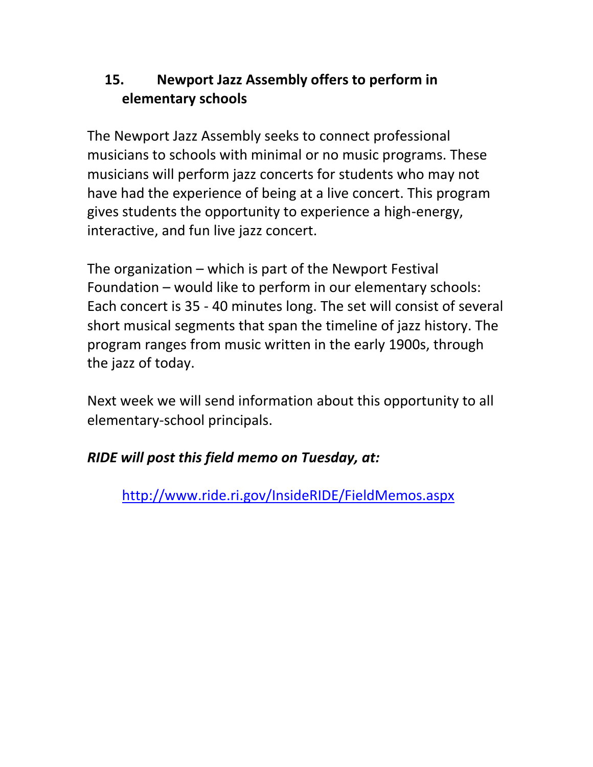## 15. Newport Jazz Assembly offers to perform in elementary schools

The Newport Jazz Assembly seeks to connect professional musicians to schools with minimal or no music programs. These musicians will perform jazz concerts for students who may not have had the experience of being at a live concert. This program gives students the opportunity to experience a high-energy, interactive, and fun live jazz concert.

The organization – which is part of the Newport Festival Foundation – would like to perform in our elementary schools: Each concert is 35 - 40 minutes long. The set will consist of several short musical segments that span the timeline of jazz history. The program ranges from music written in the early 1900s, through the jazz of today.

Next week we will send information about this opportunity to all elementary-school principals.

***RIDE will post this field memo on Tuesday, at:***

[http://www.ride.ri.gov/InsideRIDE/FieldMemos.aspx](http://www.ride.ri.gov/InsideRIDE/FieldMemos.aspx)